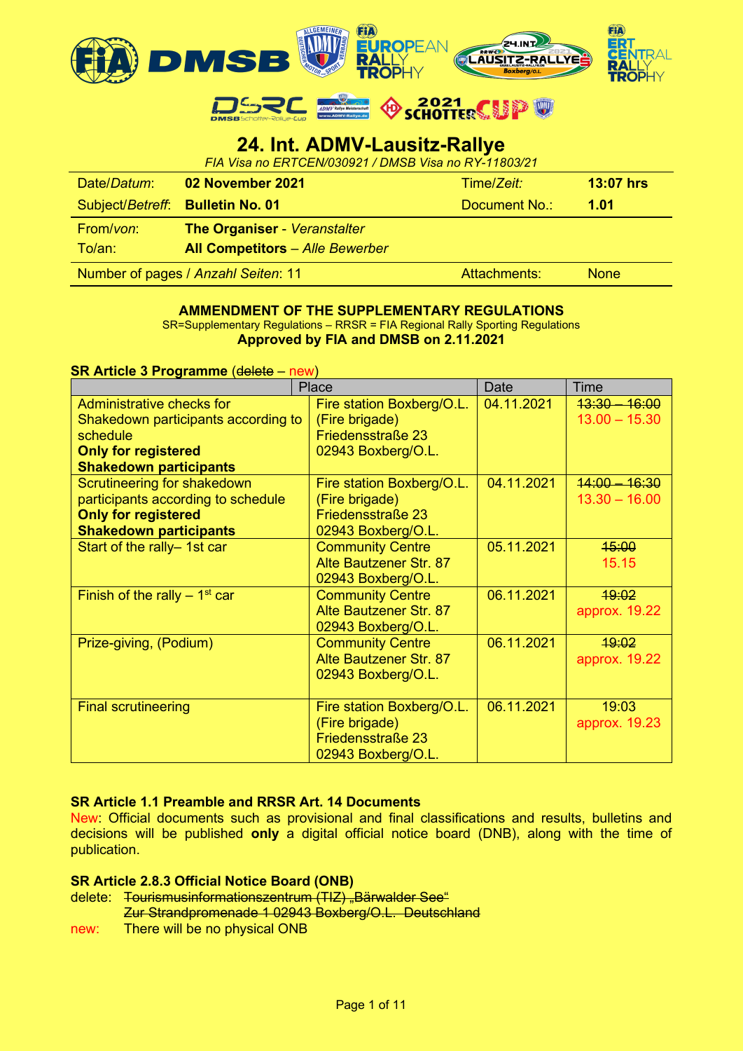# 24. Int. ADMV-Lausitz-Rallye

*FIA Visa no ERTCEN/030921 / DMSB Visa no RY-11803/21*

| | | | |
|---|---|---|---|
| Date/*Datum*: | **02 November 2021** | Time/*Zeit:* | **13:07 hrs** |
| Subject/*Betreff*: | **Bulletin No. 01** | Document No.: | **1.01** |
| From/*von*: | **The Organiser** - *Veranstalter* | | |
| To/an: | **All Competitors** – *Alle Bewerber* | | |
| Number of pages / *Anzahl Seiten*: 11 | | Attachments: | None |

**AMMENDMENT OF THE SUPPLEMENTARY REGULATIONS**

SR=Supplementary Regulations – RRSR = FIA Regional Rally Sporting Regulations

**Approved by FIA and DMSB on 2.11.2021**

**SR Article 3 Programme** (~~delete~~ – new)

| | Place | Date | Time |
|---|---|---|---|
| Administrative checks for Shakedown participants according to schedule **Only for registered Shakedown participants** | Fire station Boxberg/O.L. (Fire brigade) Friedensstraße 23 02943 Boxberg/O.L. | 04.11.2021 | ~~13:30 – 16:00~~ 13.00 – 15.30 |
| Scrutineering for shakedown participants according to schedule **Only for registered Shakedown participants** | Fire station Boxberg/O.L. (Fire brigade) Friedensstraße 23 02943 Boxberg/O.L. | 04.11.2021 | ~~14:00 – 16:30~~ 13.30 – 16.00 |
| Start of the rally– 1st car | Community Centre Alte Bautzener Str. 87 02943 Boxberg/O.L. | 05.11.2021 | ~~15:00~~ 15.15 |
| Finish of the rally – 1st car | Community Centre Alte Bautzener Str. 87 02943 Boxberg/O.L. | 06.11.2021 | ~~19:02~~ approx. 19.22 |
| Prize-giving, (Podium) | Community Centre Alte Bautzener Str. 87 02943 Boxberg/O.L. | 06.11.2021 | ~~19:02~~ approx. 19.22 |
| Final scrutineering | Fire station Boxberg/O.L. (Fire brigade) Friedensstraße 23 02943 Boxberg/O.L. | 06.11.2021 | 19:03 approx. 19.23 |

**SR Article 1.1 Preamble and RRSR Art. 14 Documents**

New: Official documents such as provisional and final classifications and results, bulletins and decisions will be published **only** a digital official notice board (DNB), along with the time of publication.

**SR Article 2.8.3 Official Notice Board (ONB)**

delete: ~~Tourismusinformationszentrum (TIZ) „Bärwalder See“ Zur Strandpromenade 1 02943 Boxberg/O.L. Deutschland~~

new: There will be no physical ONB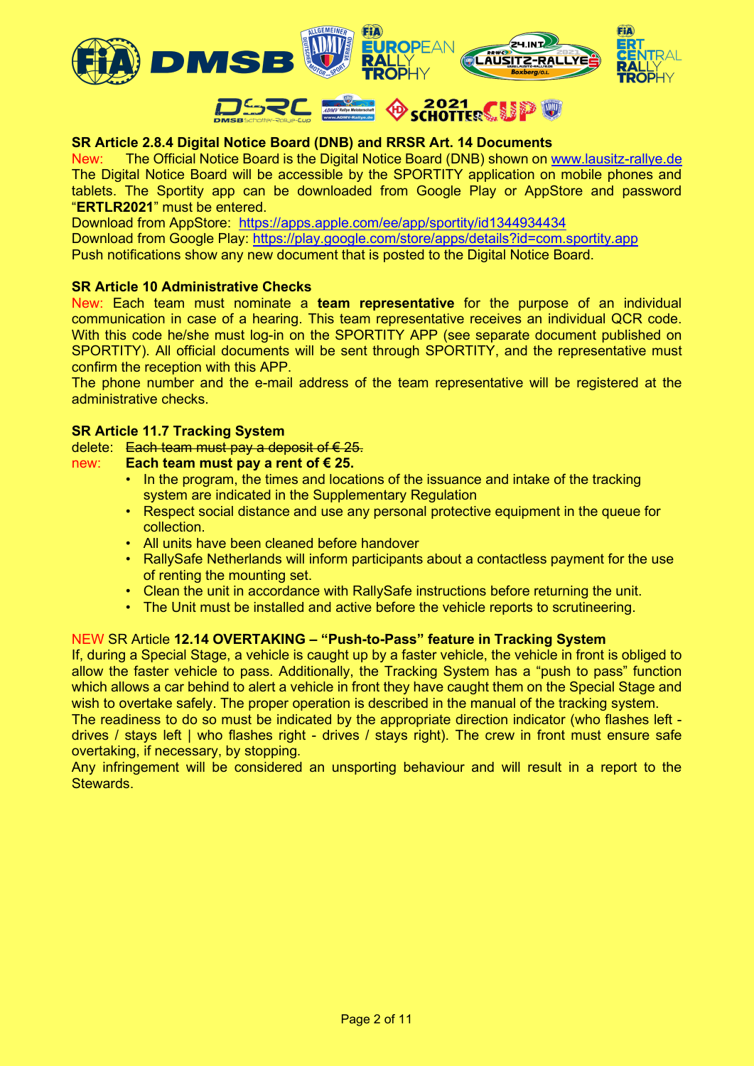**SR Article 2.8.4 Digital Notice Board (DNB) and RRSR Art. 14 Documents**

New: The Official Notice Board is the Digital Notice Board (DNB) shown on www.lausitz-rallye.de The Digital Notice Board will be accessible by the SPORTITY application on mobile phones and tablets. The Sportity app can be downloaded from Google Play or AppStore and password "**ERTLR2021**" must be entered.

Download from AppStore: https://apps.apple.com/ee/app/sportity/id1344934434

Download from Google Play: https://play.google.com/store/apps/details?id=com.sportity.app

Push notifications show any new document that is posted to the Digital Notice Board.

**SR Article 10 Administrative Checks**

New: Each team must nominate a **team representative** for the purpose of an individual communication in case of a hearing. This team representative receives an individual QCR code. With this code he/she must log-in on the SPORTITY APP (see separate document published on SPORTITY). All official documents will be sent through SPORTITY, and the representative must confirm the reception with this APP.

The phone number and the e-mail address of the team representative will be registered at the administrative checks.

**SR Article 11.7 Tracking System**

delete: ~~Each team must pay a deposit of € 25.~~

new: **Each team must pay a rent of € 25.**

- In the program, the times and locations of the issuance and intake of the tracking system are indicated in the Supplementary Regulation
- Respect social distance and use any personal protective equipment in the queue for collection.
- All units have been cleaned before handover
- RallySafe Netherlands will inform participants about a contactless payment for the use of renting the mounting set.
- Clean the unit in accordance with RallySafe instructions before returning the unit.
- The Unit must be installed and active before the vehicle reports to scrutineering.

NEW SR Article **12.14 OVERTAKING – "Push-to-Pass" feature in Tracking System**

If, during a Special Stage, a vehicle is caught up by a faster vehicle, the vehicle in front is obliged to allow the faster vehicle to pass. Additionally, the Tracking System has a "push to pass" function which allows a car behind to alert a vehicle in front they have caught them on the Special Stage and wish to overtake safely. The proper operation is described in the manual of the tracking system.

The readiness to do so must be indicated by the appropriate direction indicator (who flashes left - drives / stays left | who flashes right - drives / stays right). The crew in front must ensure safe overtaking, if necessary, by stopping.

Any infringement will be considered an unsporting behaviour and will result in a report to the Stewards.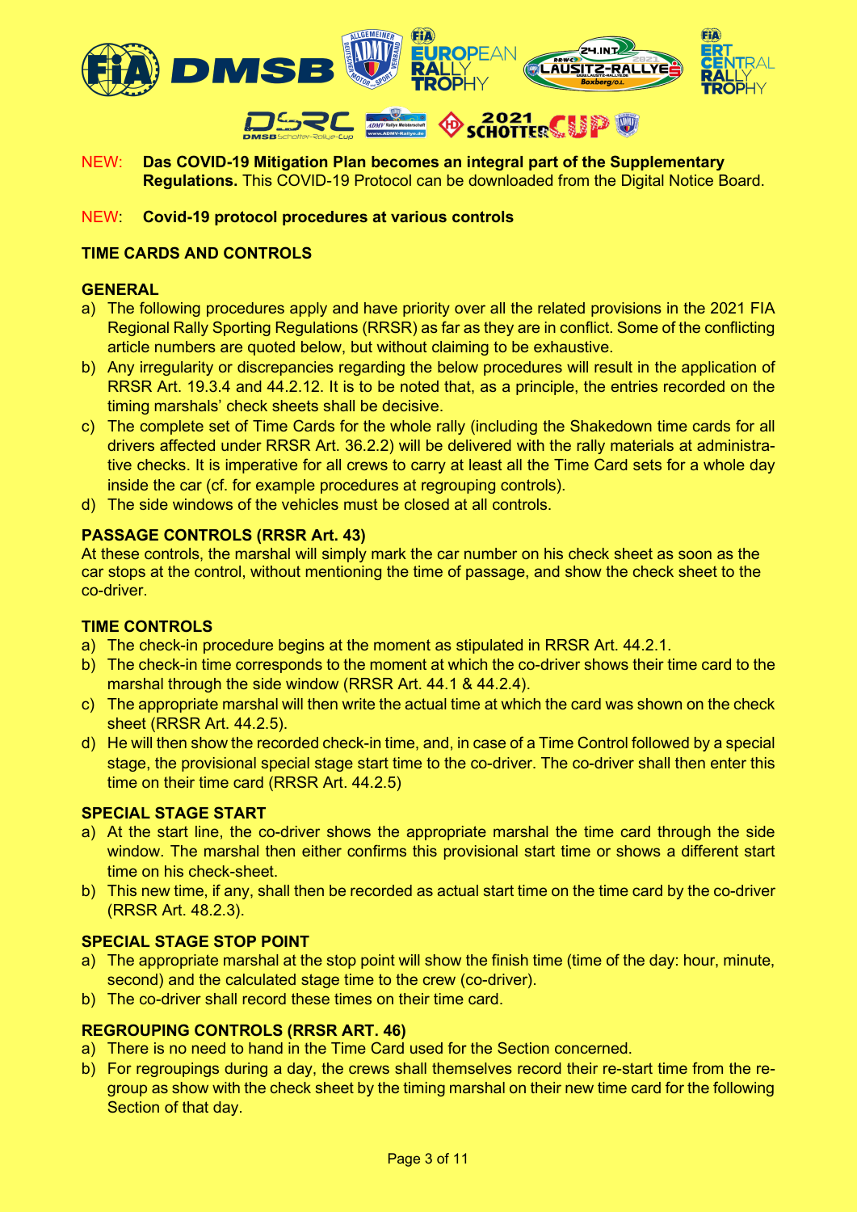NEW: **Das COVID-19 Mitigation Plan becomes an integral part of the Supplementary Regulations.** This COVID-19 Protocol can be downloaded from the Digital Notice Board.

NEW: **Covid-19 protocol procedures at various controls**

## TIME CARDS AND CONTROLS

### GENERAL

a) The following procedures apply and have priority over all the related provisions in the 2021 FIA Regional Rally Sporting Regulations (RRSR) as far as they are in conflict. Some of the conflicting article numbers are quoted below, but without claiming to be exhaustive.
b) Any irregularity or discrepancies regarding the below procedures will result in the application of RRSR Art. 19.3.4 and 44.2.12. It is to be noted that, as a principle, the entries recorded on the timing marshals' check sheets shall be decisive.
c) The complete set of Time Cards for the whole rally (including the Shakedown time cards for all drivers affected under RRSR Art. 36.2.2) will be delivered with the rally materials at administrative checks. It is imperative for all crews to carry at least all the Time Card sets for a whole day inside the car (cf. for example procedures at regrouping controls).
d) The side windows of the vehicles must be closed at all controls.

### PASSAGE CONTROLS (RRSR Art. 43)

At these controls, the marshal will simply mark the car number on his check sheet as soon as the car stops at the control, without mentioning the time of passage, and show the check sheet to the co-driver.

### TIME CONTROLS

a) The check-in procedure begins at the moment as stipulated in RRSR Art. 44.2.1.
b) The check-in time corresponds to the moment at which the co-driver shows their time card to the marshal through the side window (RRSR Art. 44.1 & 44.2.4).
c) The appropriate marshal will then write the actual time at which the card was shown on the check sheet (RRSR Art. 44.2.5).
d) He will then show the recorded check-in time, and, in case of a Time Control followed by a special stage, the provisional special stage start time to the co-driver. The co-driver shall then enter this time on their time card (RRSR Art. 44.2.5)

### SPECIAL STAGE START

a) At the start line, the co-driver shows the appropriate marshal the time card through the side window. The marshal then either confirms this provisional start time or shows a different start time on his check-sheet.
b) This new time, if any, shall then be recorded as actual start time on the time card by the co-driver (RRSR Art. 48.2.3).

### SPECIAL STAGE STOP POINT

a) The appropriate marshal at the stop point will show the finish time (time of the day: hour, minute, second) and the calculated stage time to the crew (co-driver).
b) The co-driver shall record these times on their time card.

### REGROUPING CONTROLS (RRSR ART. 46)

a) There is no need to hand in the Time Card used for the Section concerned.
b) For regroupings during a day, the crews shall themselves record their re-start time from the regroup as show with the check sheet by the timing marshal on their new time card for the following Section of that day.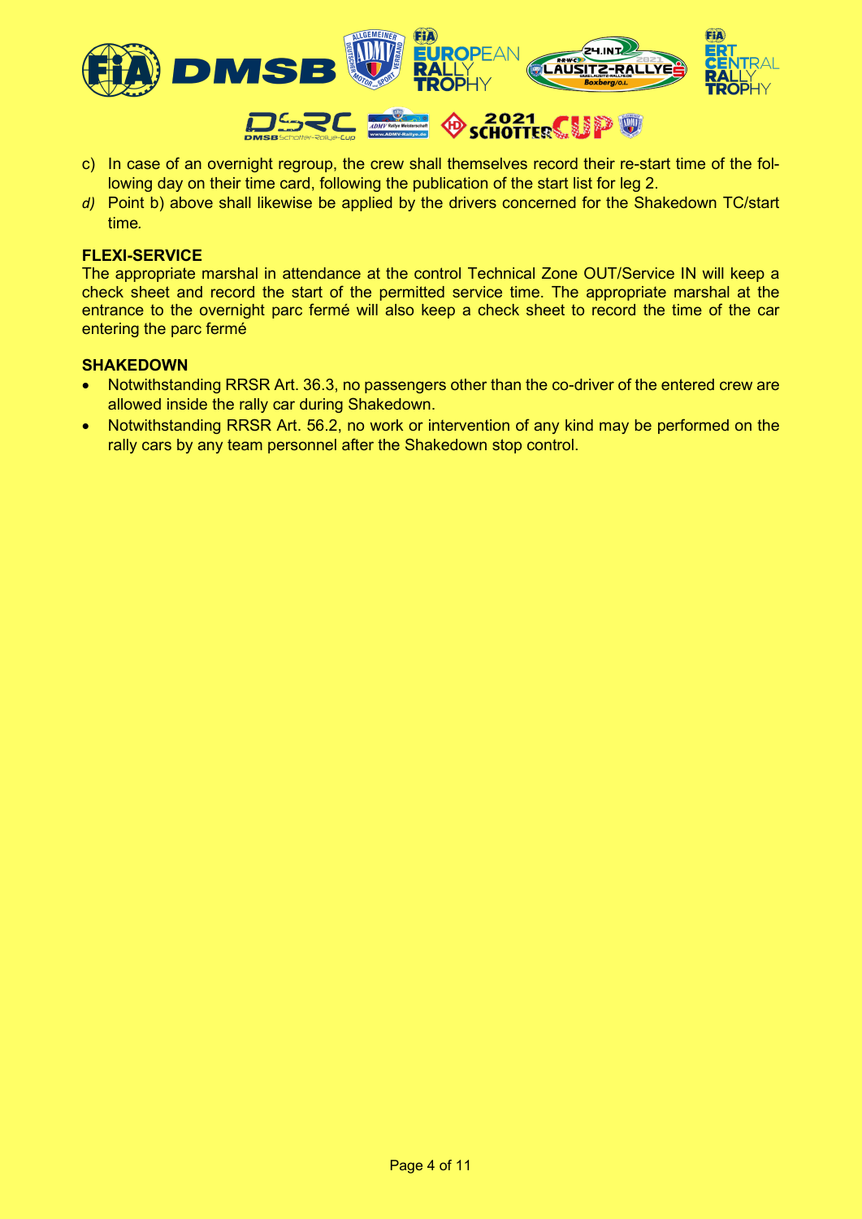c) In case of an overnight regroup, the crew shall themselves record their re-start time of the following day on their time card, following the publication of the start list for leg 2.

*d)* Point b) above shall likewise be applied by the drivers concerned for the Shakedown TC/start time*.*

**FLEXI-SERVICE**

The appropriate marshal in attendance at the control Technical Zone OUT/Service IN will keep a check sheet and record the start of the permitted service time. The appropriate marshal at the entrance to the overnight parc fermé will also keep a check sheet to record the time of the car entering the parc fermé

**SHAKEDOWN**

- Notwithstanding RRSR Art. 36.3, no passengers other than the co-driver of the entered crew are allowed inside the rally car during Shakedown.
- Notwithstanding RRSR Art. 56.2, no work or intervention of any kind may be performed on the rally cars by any team personnel after the Shakedown stop control.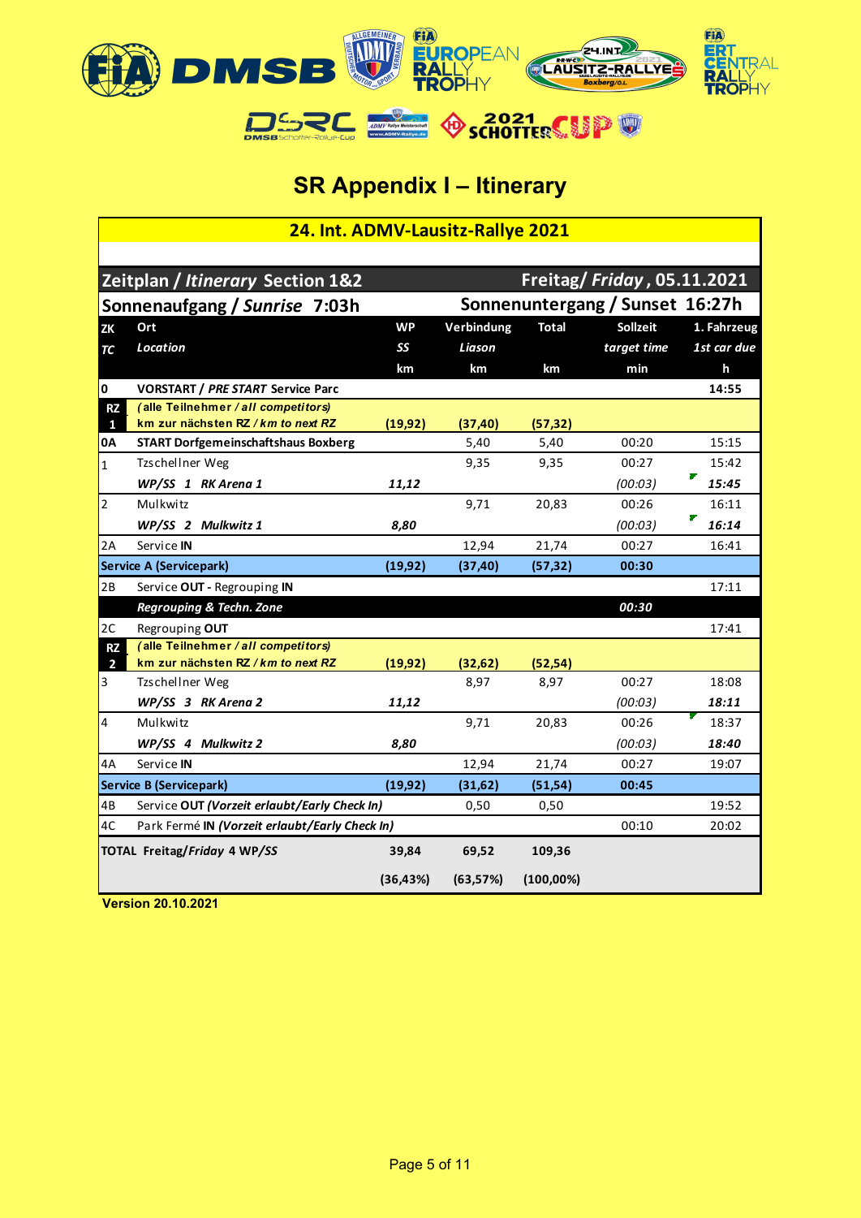# SR Appendix I – Itinerary

## 24. Int. ADMV-Lausitz-Rallye 2021

| **Zeitplan / *Itinerary* Section 1&2** | | | | | **Freitag/ *Friday*, 05.11.2021** | |
|---|---|---|---|---|---|---|
| **Sonnenaufgang / *Sunrise* 7:03h** | | | **Sonnenuntergang / Sunset 16:27h** | | | |
| **ZK** *TC* | **Ort** *Location* | **WP** *SS* km | **Verbindung** *Liason* km | **Total** km | **Sollzeit** *target time* min | **1. Fahrzeug** *1st car due* h |
| **0** | **VORSTART / *PRE START* Service Parc** | | | | | **14:55** |
| **RZ 1** | *(alle Teilnehmer / all competitors)* **km zur nächsten RZ / *km to next RZ*** | **(19,92)** | **(37,40)** | **(57,32)** | | |
| **0A** | **START Dorfgemeinschaftshaus Boxberg** | | 5,40 | 5,40 | 00:20 | 15:15 |
| 1 | Tzschellner Weg | | 9,35 | 9,35 | 00:27 | 15:42 |
| | ***WP/SS 1 RK Arena 1*** | ***11,12*** | | | *(00:03)* | ***15:45*** |
| 2 | Mulkwitz | | 9,71 | 20,83 | 00:26 | 16:11 |
| | ***WP/SS 2 Mulkwitz 1*** | ***8,80*** | | | *(00:03)* | ***16:14*** |
| 2A | Service **IN** | | 12,94 | 21,74 | 00:27 | 16:41 |
| **Service A (Servicepark)** | | **(19,92)** | **(37,40)** | **(57,32)** | **00:30** | |
| 2B | Service **OUT** - Regrouping **IN** | | | | | 17:11 |
| | ***Regrouping & Techn. Zone*** | | | | ***00:30*** | |
| 2C | Regrouping **OUT** | | | | | 17:41 |
| **RZ 2** | *(alle Teilnehmer / all competitors)* **km zur nächsten RZ / *km to next RZ*** | **(19,92)** | **(32,62)** | **(52,54)** | | |
| 3 | Tzschellner Weg | | 8,97 | 8,97 | 00:27 | 18:08 |
| | ***WP/SS 3 RK Arena 2*** | ***11,12*** | | | *(00:03)* | ***18:11*** |
| 4 | Mulkwitz | | 9,71 | 20,83 | 00:26 | 18:37 |
| | ***WP/SS 4 Mulkwitz 2*** | ***8,80*** | | | *(00:03)* | ***18:40*** |
| 4A | Service **IN** | | 12,94 | 21,74 | 00:27 | 19:07 |
| **Service B (Servicepark)** | | **(19,92)** | **(31,62)** | **(51,54)** | **00:45** | |
| 4B | Service **OUT *(Vorzeit erlaubt/Early Check In)*** | | 0,50 | 0,50 | | 19:52 |
| 4C | Park Fermé **IN *(Vorzeit erlaubt/Early Check In)*** | | | | 00:10 | 20:02 |
| **TOTAL Freitag/*Friday* 4 WP/*SS*** | | **39,84** | **69,52** | **109,36** | | |
| | | **(36,43%)** | **(63,57%)** | **(100,00%)** | | |

**Version 20.10.2021**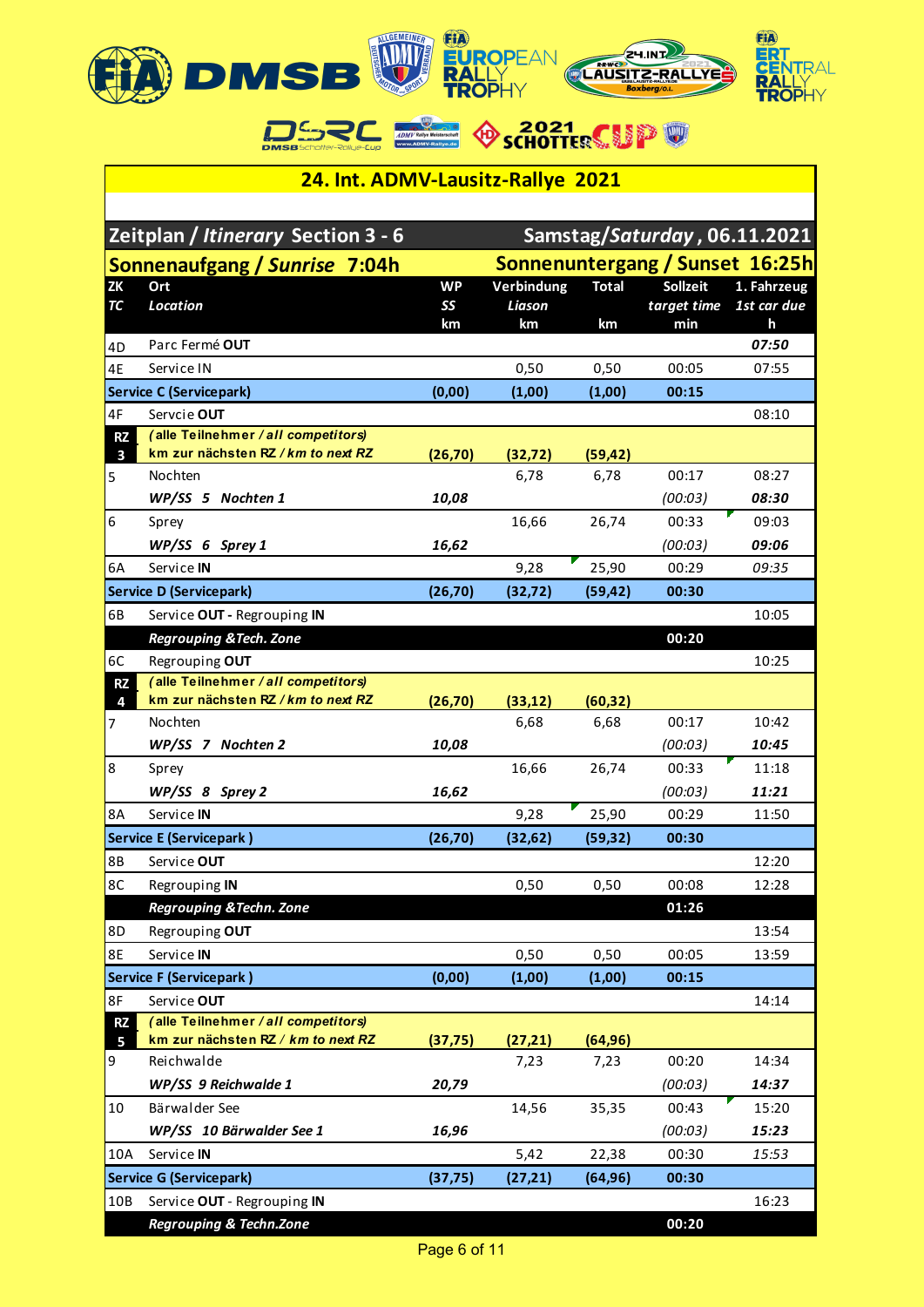# 24. Int. ADMV-Lausitz-Rallye 2021

## Zeitplan / *Itinerary* Section 3 - 6 — Samstag/*Saturday*, 06.11.2021

**Sonnenaufgang / *Sunrise* 7:04h** — **Sonnenuntergang / Sunset 16:25h**

| ZK *TC* | Ort *Location* | WP *SS* km | Verbindung *Liason* km | Total km | Sollzeit *target time* min | 1. Fahrzeug *1st car due* h |
|---|---|---|---|---|---|---|
| 4D | Parc Fermé **OUT** | | | | | ***07:50*** |
| 4E | Service IN | | 0,50 | 0,50 | 00:05 | 07:55 |
| **Service C (Servicepark)** | | **(0,00)** | **(1,00)** | **(1,00)** | **00:15** | |
| 4F | Servcie **OUT** | | | | | 08:10 |
| **RZ 3** | ***(alle Teilnehmer / all competitors)*** ***km zur nächsten RZ / km to next RZ*** | **(26,70)** | **(32,72)** | **(59,42)** | | |
| 5 | Nochten | | 6,78 | 6,78 | 00:17 | 08:27 |
| | ***WP/SS 5 Nochten 1*** | ***10,08*** | | | *(00:03)* | ***08:30*** |
| 6 | Sprey | | 16,66 | 26,74 | 00:33 | 09:03 |
| | ***WP/SS 6 Sprey 1*** | ***16,62*** | | | *(00:03)* | ***09:06*** |
| 6A | Service **IN** | | 9,28 | 25,90 | 00:29 | *09:35* |
| **Service D (Servicepark)** | | **(26,70)** | **(32,72)** | **(59,42)** | **00:30** | |
| 6B | Service **OUT** - Regrouping **IN** | | | | | 10:05 |
| | ***Regrouping &Tech. Zone*** | | | | **00:20** | |
| 6C | Regrouping **OUT** | | | | | 10:25 |
| **RZ 4** | ***(alle Teilnehmer / all competitors)*** ***km zur nächsten RZ / km to next RZ*** | **(26,70)** | **(33,12)** | **(60,32)** | | |
| 7 | Nochten | | 6,68 | 6,68 | 00:17 | 10:42 |
| | ***WP/SS 7 Nochten 2*** | ***10,08*** | | | *(00:03)* | ***10:45*** |
| 8 | Sprey | | 16,66 | 26,74 | 00:33 | 11:18 |
| | ***WP/SS 8 Sprey 2*** | ***16,62*** | | | *(00:03)* | ***11:21*** |
| 8A | Service **IN** | | 9,28 | 25,90 | 00:29 | 11:50 |
| **Service E (Servicepark )** | | **(26,70)** | **(32,62)** | **(59,32)** | **00:30** | |
| 8B | Service **OUT** | | | | | 12:20 |
| 8C | Regrouping **IN** | | 0,50 | 0,50 | 00:08 | 12:28 |
| | ***Regrouping &Techn. Zone*** | | | | **01:26** | |
| 8D | Regrouping **OUT** | | | | | 13:54 |
| 8E | Service **IN** | | 0,50 | 0,50 | 00:05 | 13:59 |
| **Service F (Servicepark )** | | **(0,00)** | **(1,00)** | **(1,00)** | **00:15** | |
| 8F | Service **OUT** | | | | | 14:14 |
| **RZ 5** | ***(alle Teilnehmer / all competitors)*** ***km zur nächsten RZ / km to next RZ*** | **(37,75)** | **(27,21)** | **(64,96)** | | |
| 9 | Reichwalde | | 7,23 | 7,23 | 00:20 | 14:34 |
| | ***WP/SS 9 Reichwalde 1*** | ***20,79*** | | | *(00:03)* | ***14:37*** |
| 10 | Bärwalder See | | 14,56 | 35,35 | 00:43 | 15:20 |
| | ***WP/SS 10 Bärwalder See 1*** | ***16,96*** | | | *(00:03)* | ***15:23*** |
| 10A | Service **IN** | | 5,42 | 22,38 | 00:30 | *15:53* |
| **Service G (Servicepark)** | | **(37,75)** | **(27,21)** | **(64,96)** | **00:30** | |
| 10B | Service **OUT** - Regrouping **IN** | | | | | 16:23 |
| | ***Regrouping & Techn.Zone*** | | | | **00:20** | |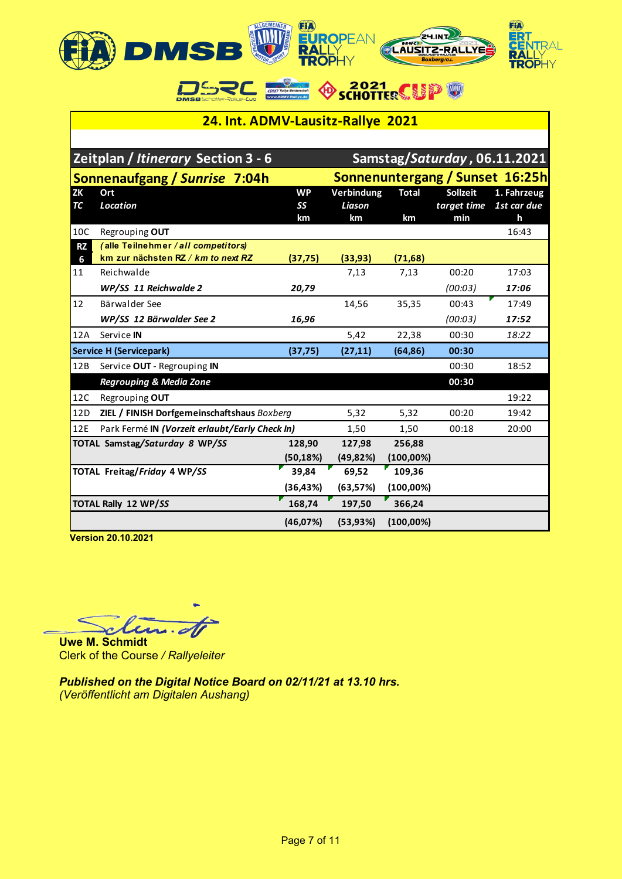# 24. Int. ADMV-Lausitz-Rallye 2021

## Zeitplan / *Itinerary* Section 3 - 6 — Samstag/*Saturday*, 06.11.2021

**Sonnenaufgang / *Sunrise* 7:04h** — **Sonnenuntergang / Sunset 16:25h**

| ZK<br>*TC* | Ort<br>*Location* | WP<br>*SS*<br>km | Verbindung<br>*Liason*<br>km | Total<br><br>km | Sollzeit<br>*target time*<br>min | 1. Fahrzeug<br>*1st car due*<br>h |
|---|---|---|---|---|---|---|
| 10C | Regrouping **OUT** | | | | | 16:43 |
| **RZ 6** | ***(alle Teilnehmer / all competitors)***<br>**km zur nächsten RZ / *km to next RZ*** | **(37,75)** | **(33,93)** | **(71,68)** | | |
| 11 | Reichwalde | | 7,13 | 7,13 | 00:20 | 17:03 |
| | ***WP/SS 11 Reichwalde 2*** | ***20,79*** | | | *(00:03)* | ***17:06*** |
| 12 | Bärwalder See | | 14,56 | 35,35 | 00:43 | 17:49 |
| | ***WP/SS 12 Bärwalder See 2*** | ***16,96*** | | | *(00:03)* | ***17:52*** |
| 12A | Service **IN** | | 5,42 | 22,38 | 00:30 | *18:22* |
| | **Service H (Servicepark)** | **(37,75)** | **(27,11)** | **(64,86)** | **00:30** | |
| 12B | Service **OUT** - Regrouping **IN** | | | | 00:30 | 18:52 |
| | ***Regrouping & Media Zone*** | | | | **00:30** | |
| 12C | Regrouping **OUT** | | | | | 19:22 |
| 12D | **ZIEL / FINISH Dorfgemeinschaftshaus** *Boxberg* | | 5,32 | 5,32 | 00:20 | 19:42 |
| 12E | Park Fermé **IN *(Vorzeit erlaubt/Early Check In)*** | | 1,50 | 1,50 | 00:18 | 20:00 |
| **TOTAL Samstag/*Saturday* 8 WP/*SS*** | | **128,90**<br>**(50,18%)** | **127,98**<br>**(49,82%)** | **256,88**<br>**(100,00%)** | | |
| **TOTAL Freitag/*Friday* 4 WP/*SS*** | | **39,84**<br>**(36,43%)** | **69,52**<br>**(63,57%)** | **109,36**<br>**(100,00%)** | | |
| **TOTAL Rally 12 WP/*SS*** | | **168,74**<br>**(46,07%)** | **197,50**<br>**(53,93%)** | **366,24**<br>**(100,00%)** | | |

**Version 20.10.2021**

**Uwe M. Schmidt**
Clerk of the Course / *Rallyeleiter*

***Published on the Digital Notice Board on 02/11/21 at 13.10 hrs.***
*(Veröffentlicht am Digitalen Aushang)*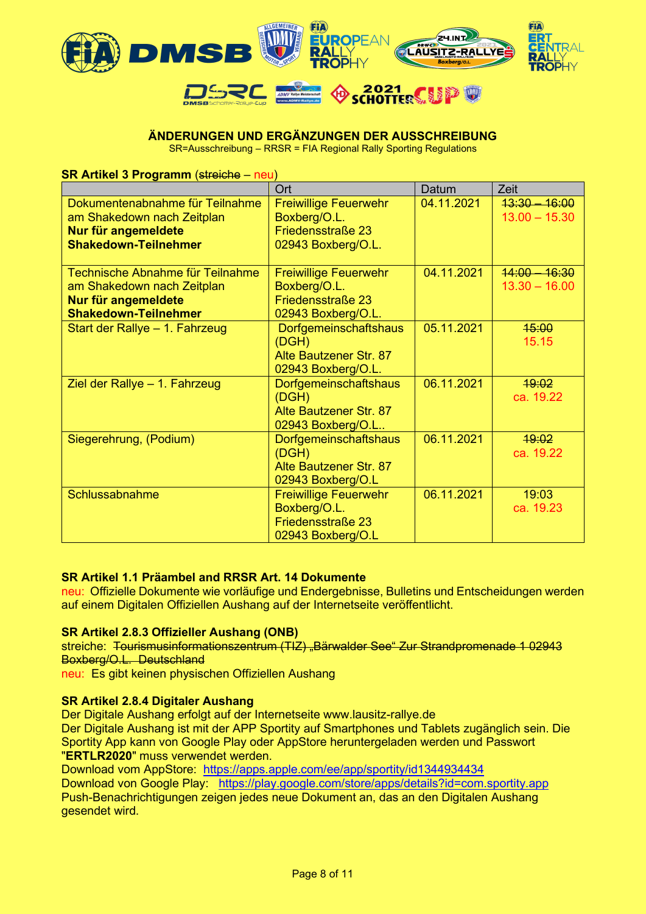**ÄNDERUNGEN UND ERGÄNZUNGEN DER AUSSCHREIBUNG**

SR=Ausschreibung – RRSR = FIA Regional Rally Sporting Regulations

**SR Artikel 3 Programm** (~~streiche~~ – neu)

| | Ort | Datum | Zeit |
|---|---|---|---|
| Dokumentenabnahme für Teilnahme am Shakedown nach Zeitplan **Nur für angemeldete Shakedown-Teilnehmer** | Freiwillige Feuerwehr Boxberg/O.L. Friedensstraße 23 02943 Boxberg/O.L. | 04.11.2021 | ~~13:30 – 16:00~~ 13.00 – 15.30 |
| Technische Abnahme für Teilnahme am Shakedown nach Zeitplan **Nur für angemeldete Shakedown-Teilnehmer** | Freiwillige Feuerwehr Boxberg/O.L. Friedensstraße 23 02943 Boxberg/O.L. | 04.11.2021 | ~~14:00 – 16:30~~ 13.30 – 16.00 |
| Start der Rallye – 1. Fahrzeug | Dorfgemeinschaftshaus (DGH) Alte Bautzener Str. 87 02943 Boxberg/O.L. | 05.11.2021 | ~~15:00~~ 15.15 |
| Ziel der Rallye – 1. Fahrzeug | Dorfgemeinschaftshaus (DGH) Alte Bautzener Str. 87 02943 Boxberg/O.L.. | 06.11.2021 | ~~19:02~~ ca. 19.22 |
| Siegerehrung, (Podium) | Dorfgemeinschaftshaus (DGH) Alte Bautzener Str. 87 02943 Boxberg/O.L | 06.11.2021 | ~~19:02~~ ca. 19.22 |
| Schlussabnahme | Freiwillige Feuerwehr Boxberg/O.L. Friedensstraße 23 02943 Boxberg/O.L | 06.11.2021 | 19:03 ca. 19.23 |

**SR Artikel 1.1 Präambel and RRSR Art. 14 Dokumente**

neu: Offizielle Dokumente wie vorläufige und Endergebnisse, Bulletins und Entscheidungen werden auf einem Digitalen Offiziellen Aushang auf der Internetseite veröffentlicht.

**SR Artikel 2.8.3 Offizieller Aushang (ONB)**

streiche: ~~Tourismusinformationszentrum (TIZ) „Bärwalder See" Zur Strandpromenade 1 02943 Boxberg/O.L. Deutschland~~

neu: Es gibt keinen physischen Offiziellen Aushang

**SR Artikel 2.8.4 Digitaler Aushang**

Der Digitale Aushang erfolgt auf der Internetseite www.lausitz-rallye.de

Der Digitale Aushang ist mit der APP Sportity auf Smartphones und Tablets zugänglich sein. Die Sportity App kann von Google Play oder AppStore heruntergeladen werden und Passwort "**ERTLR2020**" muss verwendet werden.

Download vom AppStore: https://apps.apple.com/ee/app/sportity/id1344934434

Download von Google Play: https://play.google.com/store/apps/details?id=com.sportity.app

Push-Benachrichtigungen zeigen jedes neue Dokument an, das an den Digitalen Aushang gesendet wird.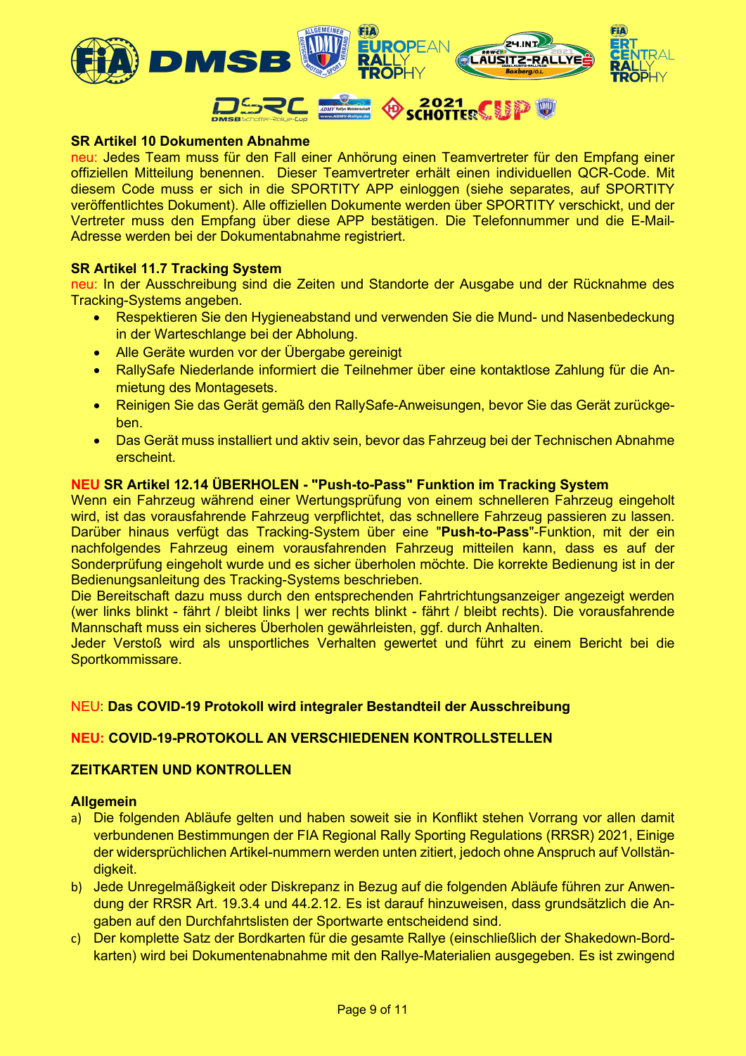**SR Artikel 10 Dokumenten Abnahme**

neu: Jedes Team muss für den Fall einer Anhörung einen Teamvertreter für den Empfang einer offiziellen Mitteilung benennen. Dieser Teamvertreter erhält einen individuellen QCR-Code. Mit diesem Code muss er sich in die SPORTITY APP einloggen (siehe separates, auf SPORTITY veröffentlichtes Dokument). Alle offiziellen Dokumente werden über SPORTITY verschickt, und der Vertreter muss den Empfang über diese APP bestätigen. Die Telefonnummer und die E-Mail-Adresse werden bei der Dokumentabnahme registriert.

**SR Artikel 11.7 Tracking System**

neu: In der Ausschreibung sind die Zeiten und Standorte der Ausgabe und der Rücknahme des Tracking-Systems angeben.

- Respektieren Sie den Hygieneabstand und verwenden Sie die Mund- und Nasenbedeckung in der Warteschlange bei der Abholung.
- Alle Geräte wurden vor der Übergabe gereinigt
- RallySafe Niederlande informiert die Teilnehmer über eine kontaktlose Zahlung für die Anmietung des Montagesets.
- Reinigen Sie das Gerät gemäß den RallySafe-Anweisungen, bevor Sie das Gerät zurückgeben.
- Das Gerät muss installiert und aktiv sein, bevor das Fahrzeug bei der Technischen Abnahme erscheint.

**NEU SR Artikel 12.14 ÜBERHOLEN - "Push-to-Pass" Funktion im Tracking System**

Wenn ein Fahrzeug während einer Wertungsprüfung von einem schnelleren Fahrzeug eingeholt wird, ist das vorausfahrende Fahrzeug verpflichtet, das schnellere Fahrzeug passieren zu lassen. Darüber hinaus verfügt das Tracking-System über eine "**Push-to-Pass**"-Funktion, mit der ein nachfolgendes Fahrzeug einem vorausfahrenden Fahrzeug mitteilen kann, dass es auf der Sonderprüfung eingeholt wurde und es sicher überholen möchte. Die korrekte Bedienung ist in der Bedienungsanleitung des Tracking-Systems beschrieben.

Die Bereitschaft dazu muss durch den entsprechenden Fahrtrichtungsanzeiger angezeigt werden (wer links blinkt - fährt / bleibt links | wer rechts blinkt - fährt / bleibt rechts). Die vorausfahrende Mannschaft muss ein sicheres Überholen gewährleisten, ggf. durch Anhalten.

Jeder Verstoß wird als unsportliches Verhalten gewertet und führt zu einem Bericht bei die Sportkommissare.

NEU: **Das COVID-19 Protokoll wird integraler Bestandteil der Ausschreibung**

**NEU: COVID-19-PROTOKOLL AN VERSCHIEDENEN KONTROLLSTELLEN**

**ZEITKARTEN UND KONTROLLEN**

**Allgemein**

a) Die folgenden Abläufe gelten und haben soweit sie in Konflikt stehen Vorrang vor allen damit verbundenen Bestimmungen der FIA Regional Rally Sporting Regulations (RRSR) 2021, Einige der widersprüchlichen Artikel-nummern werden unten zitiert, jedoch ohne Anspruch auf Vollständigkeit.

b) Jede Unregelmäßigkeit oder Diskrepanz in Bezug auf die folgenden Abläufe führen zur Anwendung der RRSR Art. 19.3.4 und 44.2.12. Es ist darauf hinzuweisen, dass grundsätzlich die Angaben auf den Durchfahrtslisten der Sportwarte entscheidend sind.

c) Der komplette Satz der Bordkarten für die gesamte Rallye (einschließlich der Shakedown-Bordkarten) wird bei Dokumentenabnahme mit den Rallye-Materialien ausgegeben. Es ist zwingend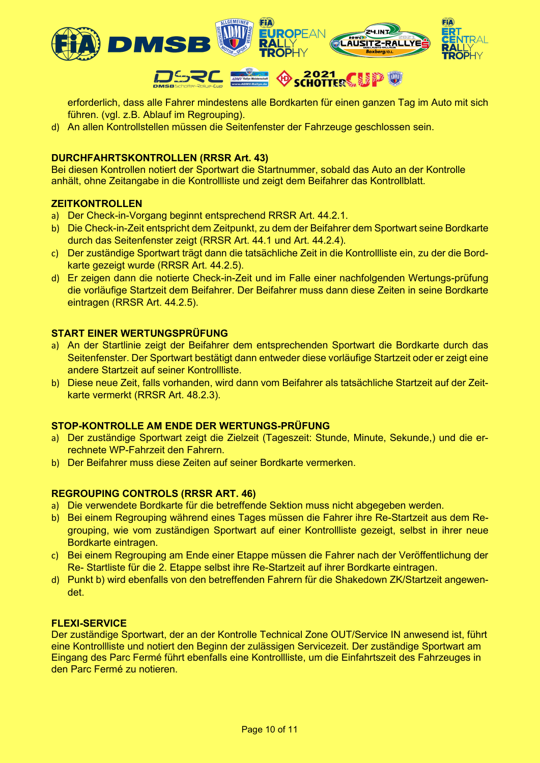erforderlich, dass alle Fahrer mindestens alle Bordkarten für einen ganzen Tag im Auto mit sich führen. (vgl. z.B. Ablauf im Regrouping).

d) An allen Kontrollstellen müssen die Seitenfenster der Fahrzeuge geschlossen sein.

**DURCHFAHRTSKONTROLLEN (RRSR Art. 43)**

Bei diesen Kontrollen notiert der Sportwart die Startnummer, sobald das Auto an der Kontrolle anhält, ohne Zeitangabe in die Kontrollliste und zeigt dem Beifahrer das Kontrollblatt.

**ZEITKONTROLLEN**

a) Der Check-in-Vorgang beginnt entsprechend RRSR Art. 44.2.1.
b) Die Check-in-Zeit entspricht dem Zeitpunkt, zu dem der Beifahrer dem Sportwart seine Bordkarte durch das Seitenfenster zeigt (RRSR Art. 44.1 und Art. 44.2.4).
c) Der zuständige Sportwart trägt dann die tatsächliche Zeit in die Kontrollliste ein, zu der die Bordkarte gezeigt wurde (RRSR Art. 44.2.5).
d) Er zeigen dann die notierte Check-in-Zeit und im Falle einer nachfolgenden Wertungs-prüfung die vorläufige Startzeit dem Beifahrer. Der Beifahrer muss dann diese Zeiten in seine Bordkarte eintragen (RRSR Art. 44.2.5).

**START EINER WERTUNGSPRÜFUNG**

a) An der Startlinie zeigt der Beifahrer dem entsprechenden Sportwart die Bordkarte durch das Seitenfenster. Der Sportwart bestätigt dann entweder diese vorläufige Startzeit oder er zeigt eine andere Startzeit auf seiner Kontrollliste.
b) Diese neue Zeit, falls vorhanden, wird dann vom Beifahrer als tatsächliche Startzeit auf der Zeitkarte vermerkt (RRSR Art. 48.2.3).

**STOP-KONTROLLE AM ENDE DER WERTUNGS-PRÜFUNG**

a) Der zuständige Sportwart zeigt die Zielzeit (Tageszeit: Stunde, Minute, Sekunde,) und die errechnete WP-Fahrzeit den Fahrern.
b) Der Beifahrer muss diese Zeiten auf seiner Bordkarte vermerken.

**REGROUPING CONTROLS (RRSR ART. 46)**

a) Die verwendete Bordkarte für die betreffende Sektion muss nicht abgegeben werden.
b) Bei einem Regrouping während eines Tages müssen die Fahrer ihre Re-Startzeit aus dem Regrouping, wie vom zuständigen Sportwart auf einer Kontrollliste gezeigt, selbst in ihrer neue Bordkarte eintragen.
c) Bei einem Regrouping am Ende einer Etappe müssen die Fahrer nach der Veröffentlichung der Re- Startliste für die 2. Etappe selbst ihre Re-Startzeit auf ihrer Bordkarte eintragen.
d) Punkt b) wird ebenfalls von den betreffenden Fahrern für die Shakedown ZK/Startzeit angewendet.

**FLEXI-SERVICE**

Der zuständige Sportwart, der an der Kontrolle Technical Zone OUT/Service IN anwesend ist, führt eine Kontrollliste und notiert den Beginn der zulässigen Servicezeit. Der zuständige Sportwart am Eingang des Parc Fermé führt ebenfalls eine Kontrollliste, um die Einfahrtszeit des Fahrzeuges in den Parc Fermé zu notieren.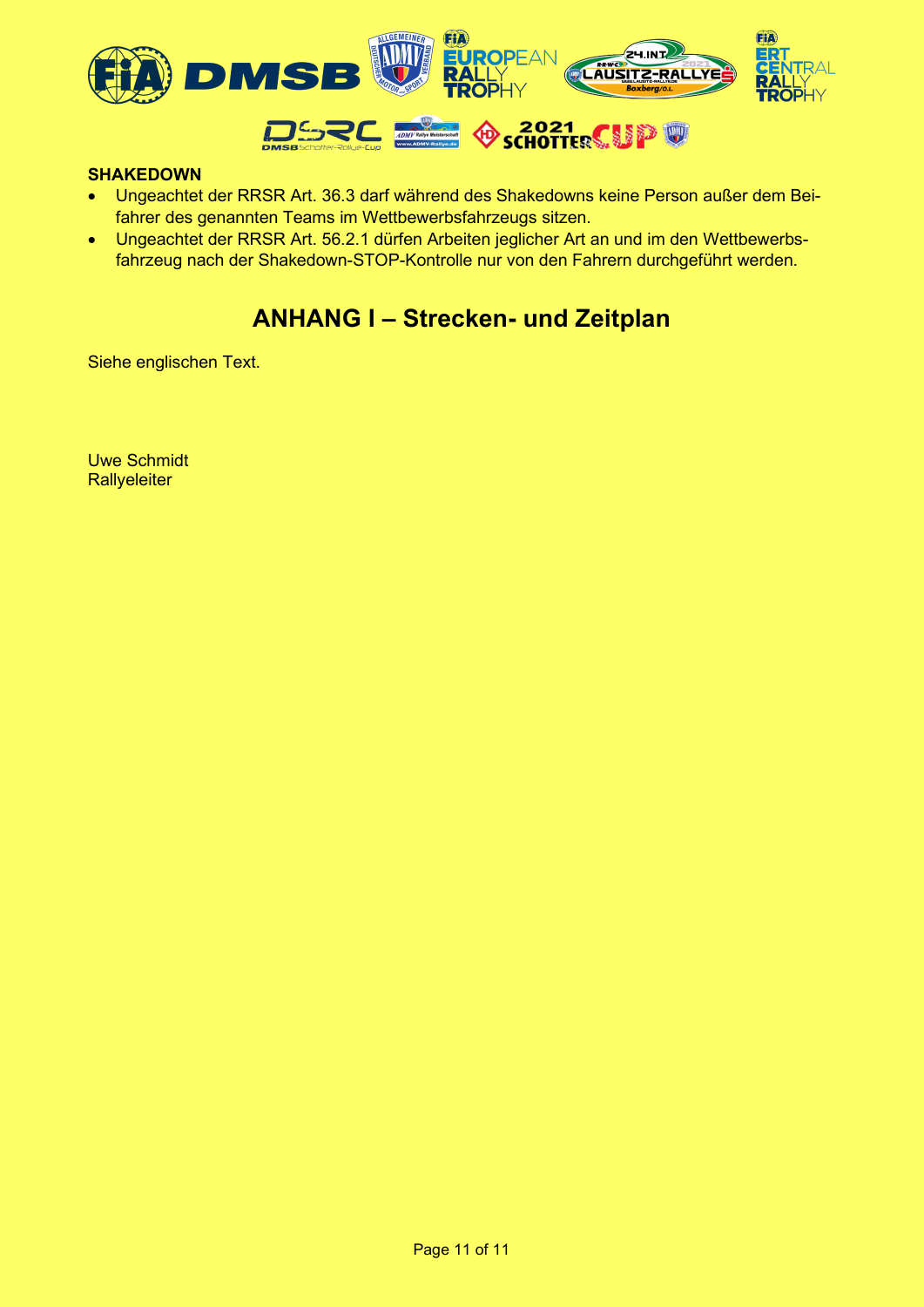**SHAKEDOWN**

- Ungeachtet der RRSR Art. 36.3 darf während des Shakedowns keine Person außer dem Beifahrer des genannten Teams im Wettbewerbsfahrzeugs sitzen.
- Ungeachtet der RRSR Art. 56.2.1 dürfen Arbeiten jeglicher Art an und im den Wettbewerbsfahrzeug nach der Shakedown-STOP-Kontrolle nur von den Fahrern durchgeführt werden.

## ANHANG I – Strecken- und Zeitplan

Siehe englischen Text.

Uwe Schmidt
Rallyeleiter